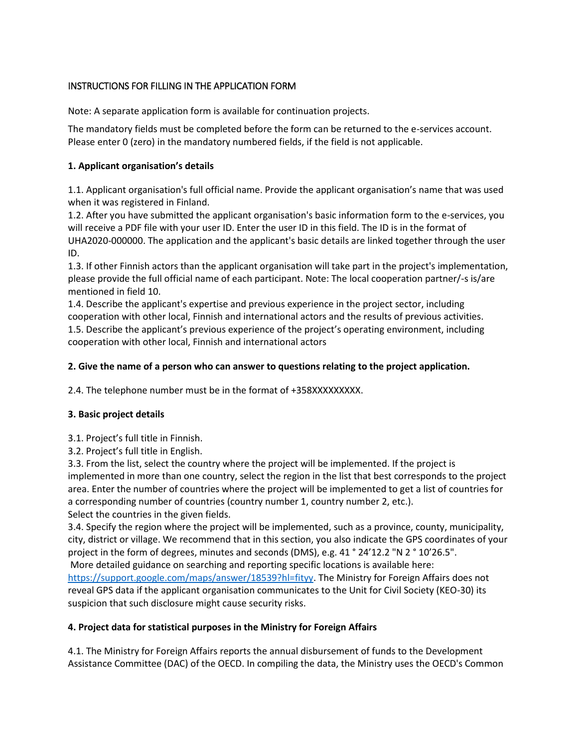INSTRUCTIONS FOR FILLING IN THE APPLICATION FORM

Note: A separate application form is available for continuation projects.

The mandatory fields must be completed before the form can be returned to the e-services account. Please enter 0 (zero) in the mandatory numbered fields, if the field is not applicable.

**1. Applicant organisation's details**

1.1. Applicant organisation's full official name. Provide the applicant organisation's name that was used when it was registered in Finland.
1.2. After you have submitted the applicant organisation's basic information form to the e-services, you will receive a PDF file with your user ID. Enter the user ID in this field. The ID is in the format of UHA2020-000000. The application and the applicant's basic details are linked together through the user ID.
1.3. If other Finnish actors than the applicant organisation will take part in the project's implementation, please provide the full official name of each participant. Note: The local cooperation partner/-s is/are mentioned in field 10.
1.4. Describe the applicant's expertise and previous experience in the project sector, including cooperation with other local, Finnish and international actors and the results of previous activities.
1.5. Describe the applicant's previous experience of the project's operating environment, including cooperation with other local, Finnish and international actors

**2. Give the name of a person who can answer to questions relating to the project application.**

2.4. The telephone number must be in the format of +358XXXXXXXXX.

**3. Basic project details**

3.1. Project's full title in Finnish.
3.2. Project's full title in English.
3.3. From the list, select the country where the project will be implemented. If the project is implemented in more than one country, select the region in the list that best corresponds to the project area. Enter the number of countries where the project will be implemented to get a list of countries for a corresponding number of countries (country number 1, country number 2, etc.).
Select the countries in the given fields.
3.4. Specify the region where the project will be implemented, such as a province, county, municipality, city, district or village. We recommend that in this section, you also indicate the GPS coordinates of your project in the form of degrees, minutes and seconds (DMS), e.g. 41 ° 24'12.2 "N 2 ° 10'26.5".
More detailed guidance on searching and reporting specific locations is available here: [https://support.google.com/maps/answer/18539?hl=fityy](https://support.google.com/maps/answer/18539?hl=fityy). The Ministry for Foreign Affairs does not reveal GPS data if the applicant organisation communicates to the Unit for Civil Society (KEO-30) its suspicion that such disclosure might cause security risks.

**4. Project data for statistical purposes in the Ministry for Foreign Affairs**

4.1. The Ministry for Foreign Affairs reports the annual disbursement of funds to the Development Assistance Committee (DAC) of the OECD. In compiling the data, the Ministry uses the OECD's Common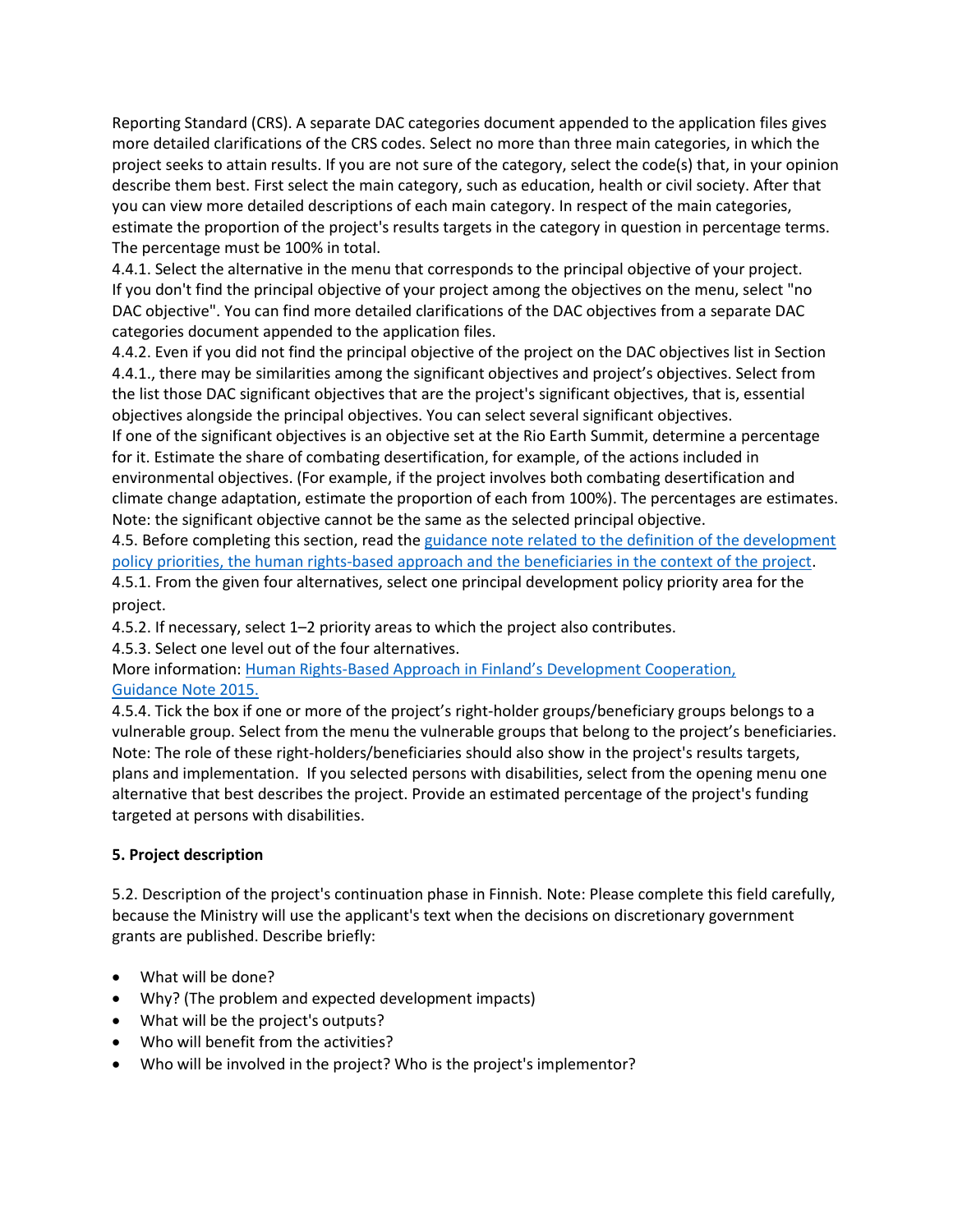Reporting Standard (CRS). A separate DAC categories document appended to the application files gives more detailed clarifications of the CRS codes. Select no more than three main categories, in which the project seeks to attain results. If you are not sure of the category, select the code(s) that, in your opinion describe them best. First select the main category, such as education, health or civil society. After that you can view more detailed descriptions of each main category. In respect of the main categories, estimate the proportion of the project's results targets in the category in question in percentage terms. The percentage must be 100% in total.

4.4.1. Select the alternative in the menu that corresponds to the principal objective of your project. If you don't find the principal objective of your project among the objectives on the menu, select "no DAC objective". You can find more detailed clarifications of the DAC objectives from a separate DAC categories document appended to the application files.

4.4.2. Even if you did not find the principal objective of the project on the DAC objectives list in Section 4.4.1., there may be similarities among the significant objectives and project's objectives. Select from the list those DAC significant objectives that are the project's significant objectives, that is, essential objectives alongside the principal objectives. You can select several significant objectives.

If one of the significant objectives is an objective set at the Rio Earth Summit, determine a percentage for it. Estimate the share of combating desertification, for example, of the actions included in environmental objectives. (For example, if the project involves both combating desertification and climate change adaptation, estimate the proportion of each from 100%). The percentages are estimates. Note: the significant objective cannot be the same as the selected principal objective.

4.5. Before completing this section, read the [guidance note related to the definition of the development policy priorities, the human rights-based approach and the beneficiaries in the context of the project]().

4.5.1. From the given four alternatives, select one principal development policy priority area for the project.

4.5.2. If necessary, select 1–2 priority areas to which the project also contributes.

4.5.3. Select one level out of the four alternatives.

More information: [Human Rights-Based Approach in Finland's Development Cooperation, Guidance Note 2015.]()

4.5.4. Tick the box if one or more of the project's right-holder groups/beneficiary groups belongs to a vulnerable group. Select from the menu the vulnerable groups that belong to the project's beneficiaries. Note: The role of these right-holders/beneficiaries should also show in the project's results targets, plans and implementation. If you selected persons with disabilities, select from the opening menu one alternative that best describes the project. Provide an estimated percentage of the project's funding targeted at persons with disabilities.

**5. Project description**

5.2. Description of the project's continuation phase in Finnish. Note: Please complete this field carefully, because the Ministry will use the applicant's text when the decisions on discretionary government grants are published. Describe briefly:

- What will be done?
- Why? (The problem and expected development impacts)
- What will be the project's outputs?
- Who will benefit from the activities?
- Who will be involved in the project? Who is the project's implementor?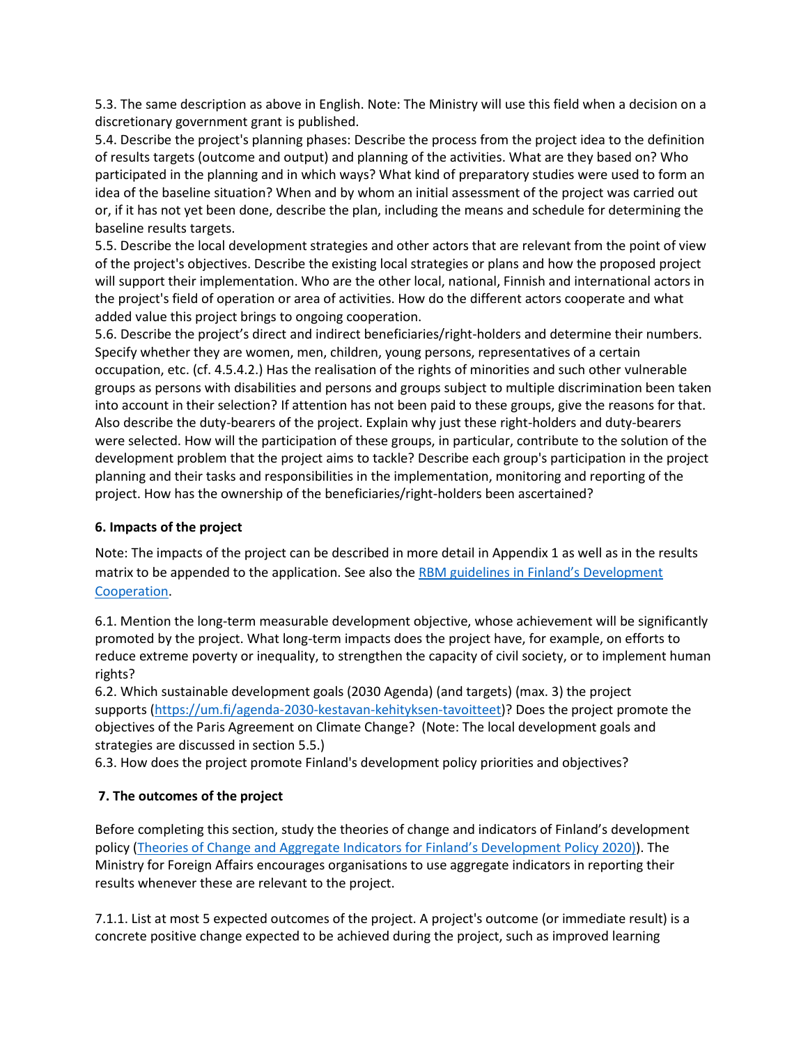5.3. The same description as above in English. Note: The Ministry will use this field when a decision on a discretionary government grant is published.
5.4. Describe the project's planning phases: Describe the process from the project idea to the definition of results targets (outcome and output) and planning of the activities. What are they based on? Who participated in the planning and in which ways? What kind of preparatory studies were used to form an idea of the baseline situation? When and by whom an initial assessment of the project was carried out or, if it has not yet been done, describe the plan, including the means and schedule for determining the baseline results targets.
5.5. Describe the local development strategies and other actors that are relevant from the point of view of the project's objectives. Describe the existing local strategies or plans and how the proposed project will support their implementation. Who are the other local, national, Finnish and international actors in the project's field of operation or area of activities. How do the different actors cooperate and what added value this project brings to ongoing cooperation.
5.6. Describe the project's direct and indirect beneficiaries/right-holders and determine their numbers. Specify whether they are women, men, children, young persons, representatives of a certain occupation, etc. (cf. 4.5.4.2.) Has the realisation of the rights of minorities and such other vulnerable groups as persons with disabilities and persons and groups subject to multiple discrimination been taken into account in their selection? If attention has not been paid to these groups, give the reasons for that. Also describe the duty-bearers of the project. Explain why just these right-holders and duty-bearers were selected. How will the participation of these groups, in particular, contribute to the solution of the development problem that the project aims to tackle? Describe each group's participation in the project planning and their tasks and responsibilities in the implementation, monitoring and reporting of the project. How has the ownership of the beneficiaries/right-holders been ascertained?

**6. Impacts of the project**

Note: The impacts of the project can be described in more detail in Appendix 1 as well as in the results matrix to be appended to the application. See also the [RBM guidelines in Finland's Development Cooperation](RBM guidelines in Finland's Development Cooperation).

6.1. Mention the long-term measurable development objective, whose achievement will be significantly promoted by the project. What long-term impacts does the project have, for example, on efforts to reduce extreme poverty or inequality, to strengthen the capacity of civil society, or to implement human rights?
6.2. Which sustainable development goals (2030 Agenda) (and targets) (max. 3) the project supports (https://um.fi/agenda-2030-kestavan-kehityksen-tavoitteet)? Does the project promote the objectives of the Paris Agreement on Climate Change? (Note: The local development goals and strategies are discussed in section 5.5.)
6.3. How does the project promote Finland's development policy priorities and objectives?

**7. The outcomes of the project**

Before completing this section, study the theories of change and indicators of Finland's development policy (Theories of Change and Aggregate Indicators for Finland's Development Policy 2020)). The Ministry for Foreign Affairs encourages organisations to use aggregate indicators in reporting their results whenever these are relevant to the project.

7.1.1. List at most 5 expected outcomes of the project. A project's outcome (or immediate result) is a concrete positive change expected to be achieved during the project, such as improved learning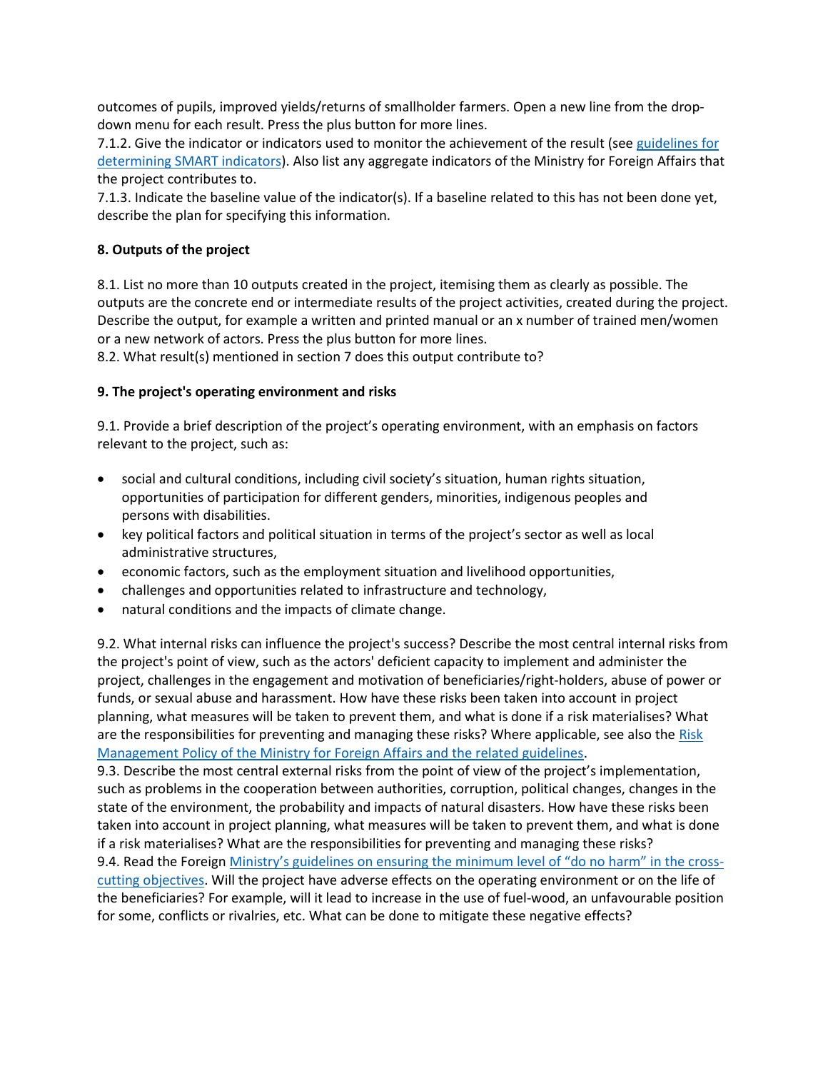outcomes of pupils, improved yields/returns of smallholder farmers. Open a new line from the drop-down menu for each result. Press the plus button for more lines.

7.1.2. Give the indicator or indicators used to monitor the achievement of the result (see guidelines for determining SMART indicators). Also list any aggregate indicators of the Ministry for Foreign Affairs that the project contributes to.

7.1.3. Indicate the baseline value of the indicator(s). If a baseline related to this has not been done yet, describe the plan for specifying this information.

**8. Outputs of the project**

8.1. List no more than 10 outputs created in the project, itemising them as clearly as possible. The outputs are the concrete end or intermediate results of the project activities, created during the project. Describe the output, for example a written and printed manual or an x number of trained men/women or a new network of actors. Press the plus button for more lines.

8.2. What result(s) mentioned in section 7 does this output contribute to?

**9. The project's operating environment and risks**

9.1. Provide a brief description of the project's operating environment, with an emphasis on factors relevant to the project, such as:

- social and cultural conditions, including civil society's situation, human rights situation, opportunities of participation for different genders, minorities, indigenous peoples and persons with disabilities.
- key political factors and political situation in terms of the project's sector as well as local administrative structures,
- economic factors, such as the employment situation and livelihood opportunities,
- challenges and opportunities related to infrastructure and technology,
- natural conditions and the impacts of climate change.

9.2. What internal risks can influence the project's success? Describe the most central internal risks from the project's point of view, such as the actors' deficient capacity to implement and administer the project, challenges in the engagement and motivation of beneficiaries/right-holders, abuse of power or funds, or sexual abuse and harassment. How have these risks been taken into account in project planning, what measures will be taken to prevent them, and what is done if a risk materialises? What are the responsibilities for preventing and managing these risks? Where applicable, see also the Risk Management Policy of the Ministry for Foreign Affairs and the related guidelines.

9.3. Describe the most central external risks from the point of view of the project's implementation, such as problems in the cooperation between authorities, corruption, political changes, changes in the state of the environment, the probability and impacts of natural disasters. How have these risks been taken into account in project planning, what measures will be taken to prevent them, and what is done if a risk materialises? What are the responsibilities for preventing and managing these risks?

9.4. Read the Foreign Ministry's guidelines on ensuring the minimum level of "do no harm" in the cross-cutting objectives. Will the project have adverse effects on the operating environment or on the life of the beneficiaries? For example, will it lead to increase in the use of fuel-wood, an unfavourable position for some, conflicts or rivalries, etc. What can be done to mitigate these negative effects?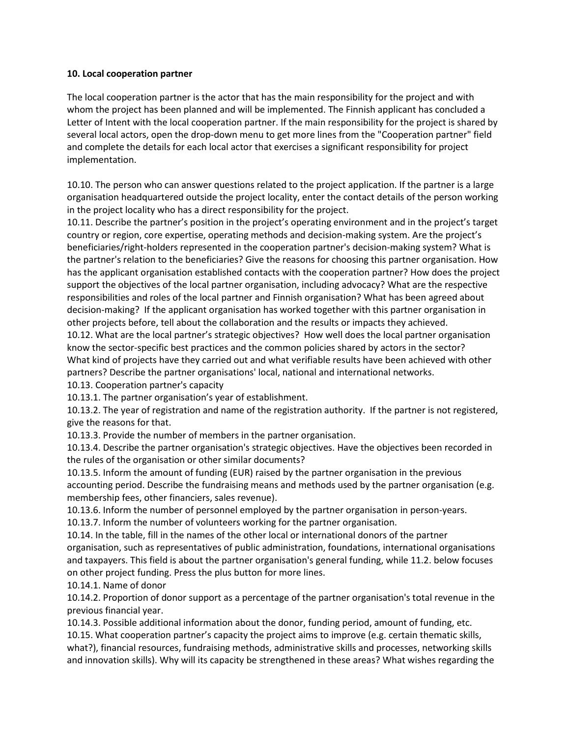**10. Local cooperation partner**

The local cooperation partner is the actor that has the main responsibility for the project and with whom the project has been planned and will be implemented. The Finnish applicant has concluded a Letter of Intent with the local cooperation partner. If the main responsibility for the project is shared by several local actors, open the drop-down menu to get more lines from the "Cooperation partner" field and complete the details for each local actor that exercises a significant responsibility for project implementation.

10.10. The person who can answer questions related to the project application. If the partner is a large organisation headquartered outside the project locality, enter the contact details of the person working in the project locality who has a direct responsibility for the project.
10.11. Describe the partner's position in the project's operating environment and in the project's target country or region, core expertise, operating methods and decision-making system. Are the project's beneficiaries/right-holders represented in the cooperation partner's decision-making system? What is the partner's relation to the beneficiaries? Give the reasons for choosing this partner organisation. How has the applicant organisation established contacts with the cooperation partner? How does the project support the objectives of the local partner organisation, including advocacy? What are the respective responsibilities and roles of the local partner and Finnish organisation? What has been agreed about decision-making? If the applicant organisation has worked together with this partner organisation in other projects before, tell about the collaboration and the results or impacts they achieved.
10.12. What are the local partner's strategic objectives? How well does the local partner organisation know the sector-specific best practices and the common policies shared by actors in the sector? What kind of projects have they carried out and what verifiable results have been achieved with other partners? Describe the partner organisations' local, national and international networks.
10.13. Cooperation partner's capacity
10.13.1. The partner organisation's year of establishment.
10.13.2. The year of registration and name of the registration authority. If the partner is not registered, give the reasons for that.
10.13.3. Provide the number of members in the partner organisation.
10.13.4. Describe the partner organisation's strategic objectives. Have the objectives been recorded in the rules of the organisation or other similar documents?
10.13.5. Inform the amount of funding (EUR) raised by the partner organisation in the previous accounting period. Describe the fundraising means and methods used by the partner organisation (e.g. membership fees, other financiers, sales revenue).
10.13.6. Inform the number of personnel employed by the partner organisation in person-years.
10.13.7. Inform the number of volunteers working for the partner organisation.
10.14. In the table, fill in the names of the other local or international donors of the partner organisation, such as representatives of public administration, foundations, international organisations and taxpayers. This field is about the partner organisation's general funding, while 11.2. below focuses on other project funding. Press the plus button for more lines.
10.14.1. Name of donor
10.14.2. Proportion of donor support as a percentage of the partner organisation's total revenue in the previous financial year.
10.14.3. Possible additional information about the donor, funding period, amount of funding, etc.
10.15. What cooperation partner's capacity the project aims to improve (e.g. certain thematic skills, what?), financial resources, fundraising methods, administrative skills and processes, networking skills and innovation skills). Why will its capacity be strengthened in these areas? What wishes regarding the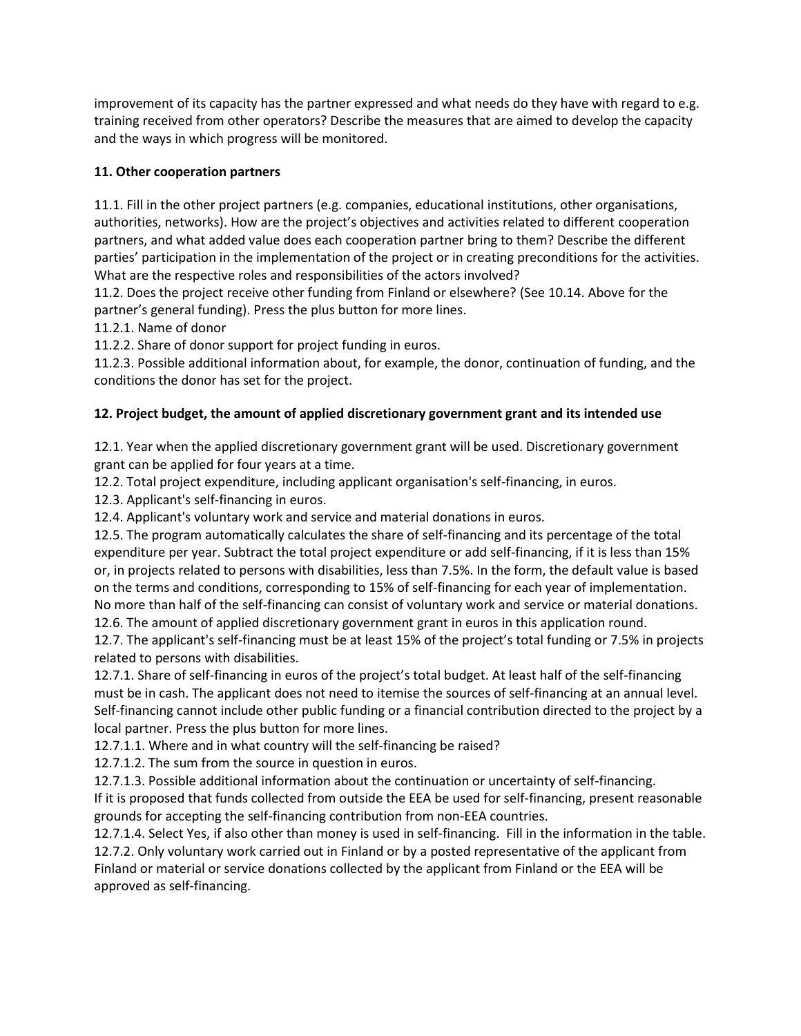improvement of its capacity has the partner expressed and what needs do they have with regard to e.g. training received from other operators? Describe the measures that are aimed to develop the capacity and the ways in which progress will be monitored.

**11. Other cooperation partners**

11.1. Fill in the other project partners (e.g. companies, educational institutions, other organisations, authorities, networks). How are the project's objectives and activities related to different cooperation partners, and what added value does each cooperation partner bring to them? Describe the different parties' participation in the implementation of the project or in creating preconditions for the activities. What are the respective roles and responsibilities of the actors involved?
11.2. Does the project receive other funding from Finland or elsewhere? (See 10.14. Above for the partner's general funding). Press the plus button for more lines.
11.2.1. Name of donor
11.2.2. Share of donor support for project funding in euros.
11.2.3. Possible additional information about, for example, the donor, continuation of funding, and the conditions the donor has set for the project.

**12. Project budget, the amount of applied discretionary government grant and its intended use**

12.1. Year when the applied discretionary government grant will be used. Discretionary government grant can be applied for four years at a time.
12.2. Total project expenditure, including applicant organisation's self-financing, in euros.
12.3. Applicant's self-financing in euros.
12.4. Applicant's voluntary work and service and material donations in euros.
12.5. The program automatically calculates the share of self-financing and its percentage of the total expenditure per year. Subtract the total project expenditure or add self-financing, if it is less than 15% or, in projects related to persons with disabilities, less than 7.5%. In the form, the default value is based on the terms and conditions, corresponding to 15% of self-financing for each year of implementation. No more than half of the self-financing can consist of voluntary work and service or material donations.
12.6. The amount of applied discretionary government grant in euros in this application round.
12.7. The applicant's self-financing must be at least 15% of the project's total funding or 7.5% in projects related to persons with disabilities.
12.7.1. Share of self-financing in euros of the project's total budget. At least half of the self-financing must be in cash. The applicant does not need to itemise the sources of self-financing at an annual level. Self-financing cannot include other public funding or a financial contribution directed to the project by a local partner. Press the plus button for more lines.
12.7.1.1. Where and in what country will the self-financing be raised?
12.7.1.2. The sum from the source in question in euros.
12.7.1.3. Possible additional information about the continuation or uncertainty of self-financing.
If it is proposed that funds collected from outside the EEA be used for self-financing, present reasonable grounds for accepting the self-financing contribution from non-EEA countries.
12.7.1.4. Select Yes, if also other than money is used in self-financing. Fill in the information in the table.
12.7.2. Only voluntary work carried out in Finland or by a posted representative of the applicant from Finland or material or service donations collected by the applicant from Finland or the EEA will be approved as self-financing.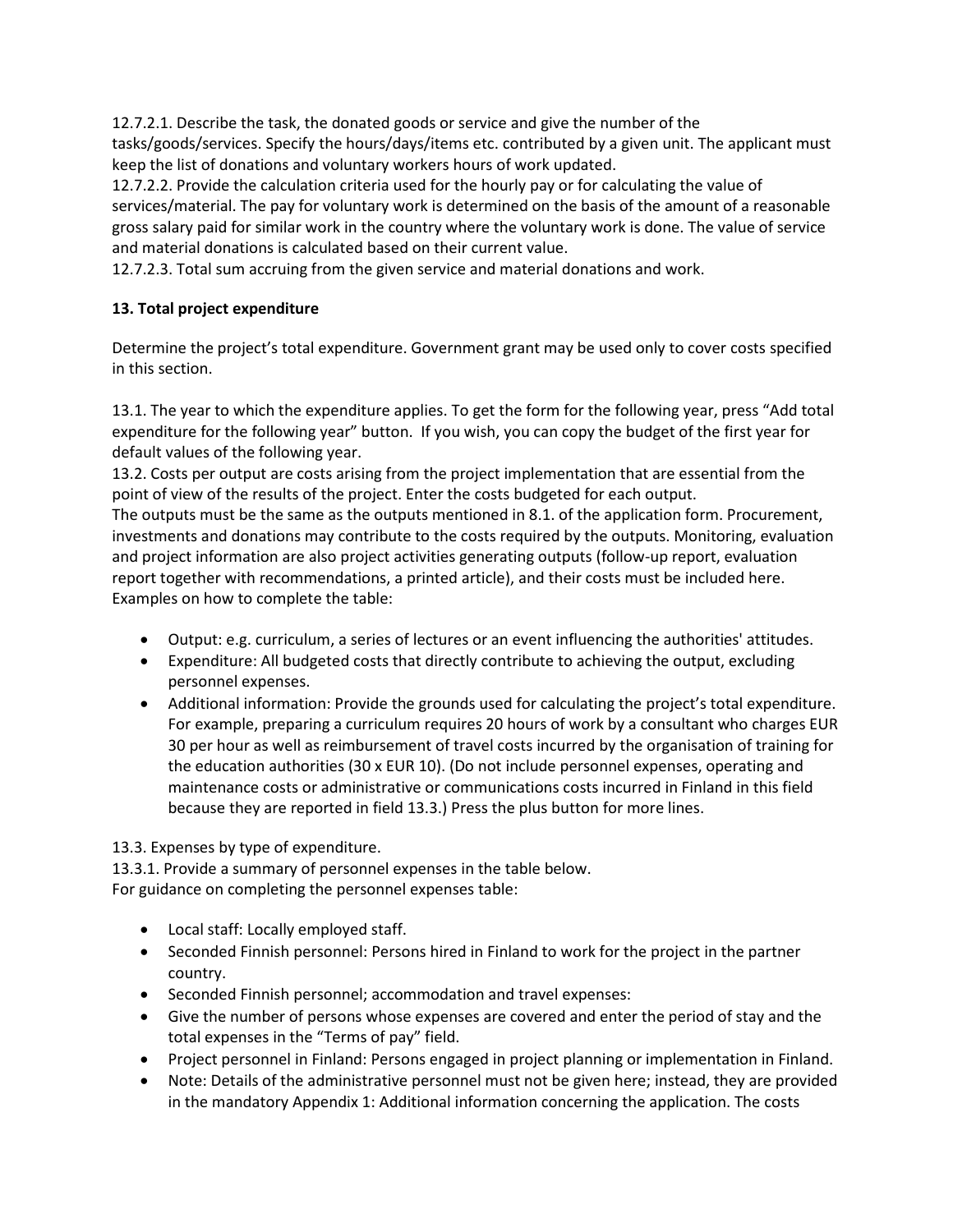12.7.2.1. Describe the task, the donated goods or service and give the number of the tasks/goods/services. Specify the hours/days/items etc. contributed by a given unit. The applicant must keep the list of donations and voluntary workers hours of work updated.
12.7.2.2. Provide the calculation criteria used for the hourly pay or for calculating the value of services/material. The pay for voluntary work is determined on the basis of the amount of a reasonable gross salary paid for similar work in the country where the voluntary work is done. The value of service and material donations is calculated based on their current value.
12.7.2.3. Total sum accruing from the given service and material donations and work.

**13. Total project expenditure**

Determine the project's total expenditure. Government grant may be used only to cover costs specified in this section.

13.1. The year to which the expenditure applies. To get the form for the following year, press "Add total expenditure for the following year" button. If you wish, you can copy the budget of the first year for default values of the following year.
13.2. Costs per output are costs arising from the project implementation that are essential from the point of view of the results of the project. Enter the costs budgeted for each output.
The outputs must be the same as the outputs mentioned in 8.1. of the application form. Procurement, investments and donations may contribute to the costs required by the outputs. Monitoring, evaluation and project information are also project activities generating outputs (follow-up report, evaluation report together with recommendations, a printed article), and their costs must be included here.
Examples on how to complete the table:

- Output: e.g. curriculum, a series of lectures or an event influencing the authorities' attitudes.
- Expenditure: All budgeted costs that directly contribute to achieving the output, excluding personnel expenses.
- Additional information: Provide the grounds used for calculating the project's total expenditure. For example, preparing a curriculum requires 20 hours of work by a consultant who charges EUR 30 per hour as well as reimbursement of travel costs incurred by the organisation of training for the education authorities (30 x EUR 10). (Do not include personnel expenses, operating and maintenance costs or administrative or communications costs incurred in Finland in this field because they are reported in field 13.3.) Press the plus button for more lines.

13.3. Expenses by type of expenditure.
13.3.1. Provide a summary of personnel expenses in the table below.
For guidance on completing the personnel expenses table:

- Local staff: Locally employed staff.
- Seconded Finnish personnel: Persons hired in Finland to work for the project in the partner country.
- Seconded Finnish personnel; accommodation and travel expenses:
- Give the number of persons whose expenses are covered and enter the period of stay and the total expenses in the "Terms of pay" field.
- Project personnel in Finland: Persons engaged in project planning or implementation in Finland.
- Note: Details of the administrative personnel must not be given here; instead, they are provided in the mandatory Appendix 1: Additional information concerning the application. The costs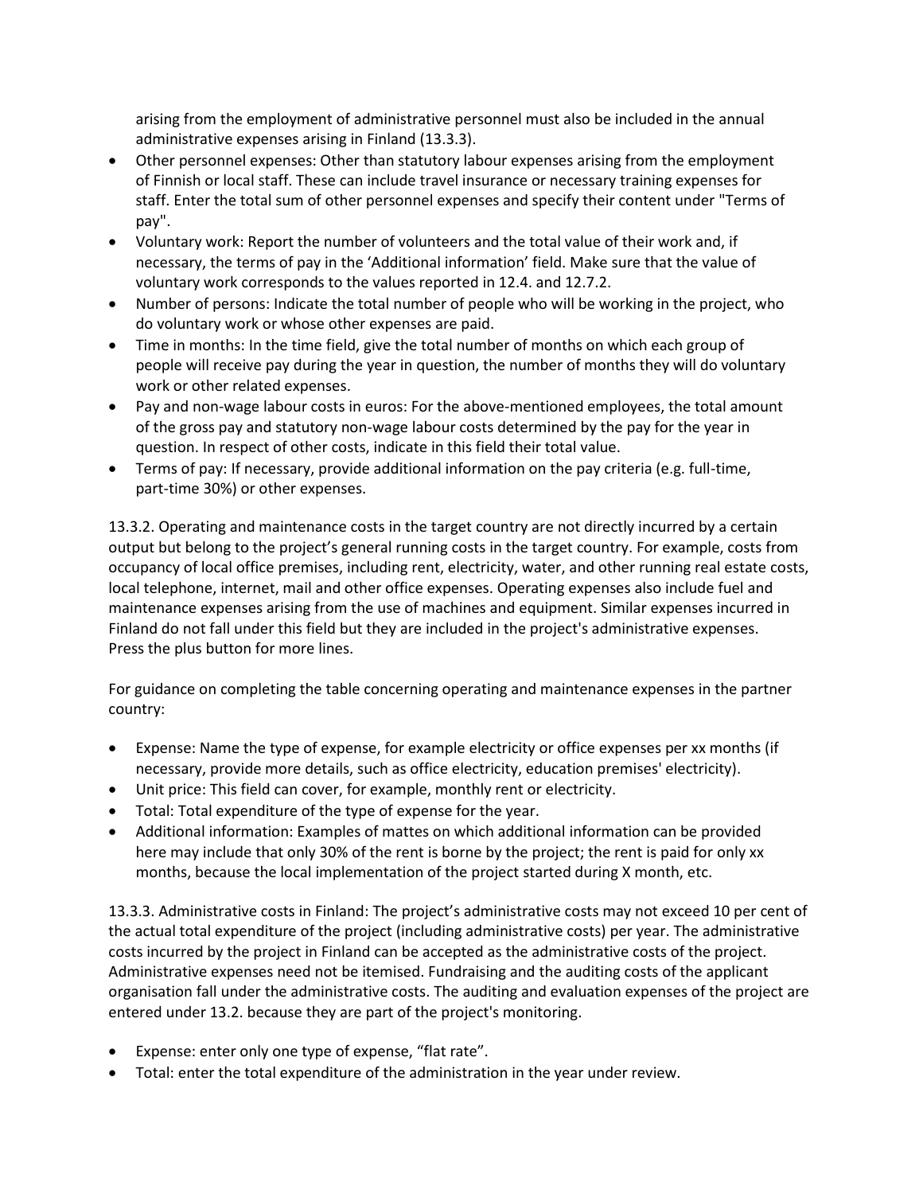arising from the employment of administrative personnel must also be included in the annual administrative expenses arising in Finland (13.3.3).

- Other personnel expenses: Other than statutory labour expenses arising from the employment of Finnish or local staff. These can include travel insurance or necessary training expenses for staff. Enter the total sum of other personnel expenses and specify their content under "Terms of pay".
- Voluntary work: Report the number of volunteers and the total value of their work and, if necessary, the terms of pay in the 'Additional information' field. Make sure that the value of voluntary work corresponds to the values reported in 12.4. and 12.7.2.
- Number of persons: Indicate the total number of people who will be working in the project, who do voluntary work or whose other expenses are paid.
- Time in months: In the time field, give the total number of months on which each group of people will receive pay during the year in question, the number of months they will do voluntary work or other related expenses.
- Pay and non-wage labour costs in euros: For the above-mentioned employees, the total amount of the gross pay and statutory non-wage labour costs determined by the pay for the year in question. In respect of other costs, indicate in this field their total value.
- Terms of pay: If necessary, provide additional information on the pay criteria (e.g. full-time, part-time 30%) or other expenses.

13.3.2. Operating and maintenance costs in the target country are not directly incurred by a certain output but belong to the project's general running costs in the target country. For example, costs from occupancy of local office premises, including rent, electricity, water, and other running real estate costs, local telephone, internet, mail and other office expenses. Operating expenses also include fuel and maintenance expenses arising from the use of machines and equipment. Similar expenses incurred in Finland do not fall under this field but they are included in the project's administrative expenses. Press the plus button for more lines.

For guidance on completing the table concerning operating and maintenance expenses in the partner country:

- Expense: Name the type of expense, for example electricity or office expenses per xx months (if necessary, provide more details, such as office electricity, education premises' electricity).
- Unit price: This field can cover, for example, monthly rent or electricity.
- Total: Total expenditure of the type of expense for the year.
- Additional information: Examples of mattes on which additional information can be provided here may include that only 30% of the rent is borne by the project; the rent is paid for only xx months, because the local implementation of the project started during X month, etc.

13.3.3. Administrative costs in Finland: The project's administrative costs may not exceed 10 per cent of the actual total expenditure of the project (including administrative costs) per year. The administrative costs incurred by the project in Finland can be accepted as the administrative costs of the project. Administrative expenses need not be itemised. Fundraising and the auditing costs of the applicant organisation fall under the administrative costs. The auditing and evaluation expenses of the project are entered under 13.2. because they are part of the project's monitoring.

- Expense: enter only one type of expense, "flat rate".
- Total: enter the total expenditure of the administration in the year under review.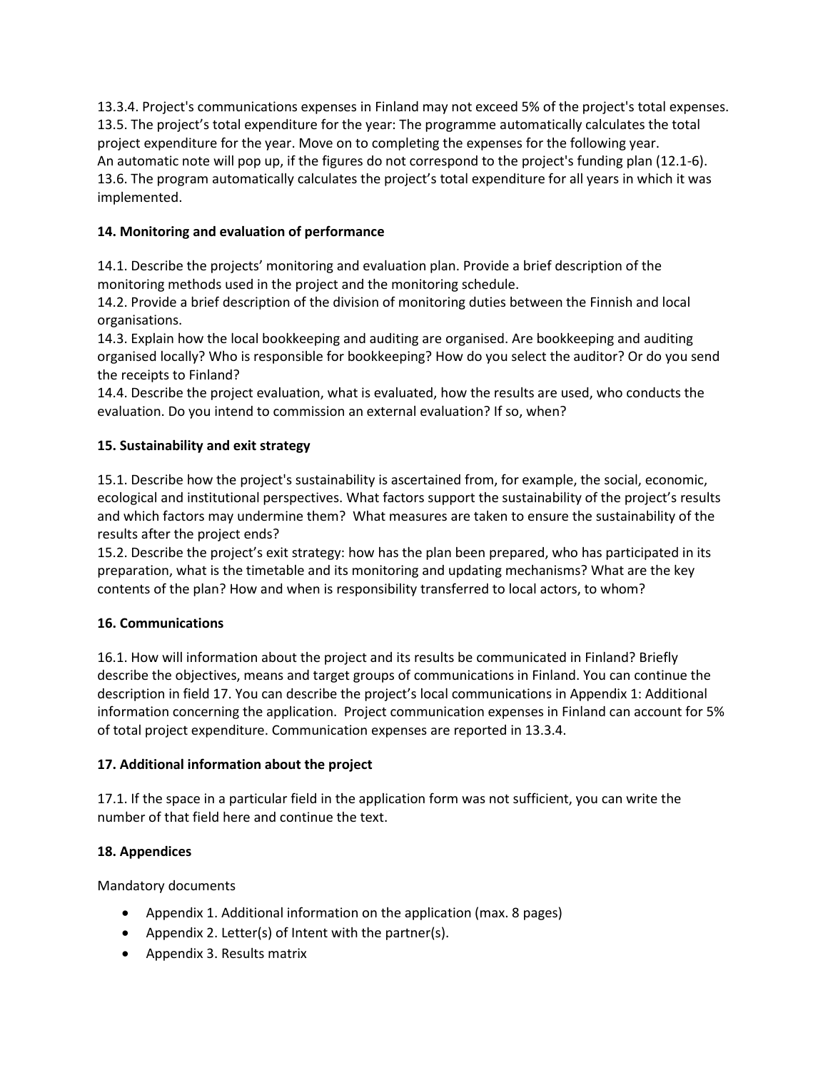13.3.4. Project's communications expenses in Finland may not exceed 5% of the project's total expenses.
13.5. The project's total expenditure for the year: The programme automatically calculates the total project expenditure for the year. Move on to completing the expenses for the following year.
An automatic note will pop up, if the figures do not correspond to the project's funding plan (12.1-6).
13.6. The program automatically calculates the project's total expenditure for all years in which it was implemented.

**14. Monitoring and evaluation of performance**

14.1. Describe the projects' monitoring and evaluation plan. Provide a brief description of the monitoring methods used in the project and the monitoring schedule.
14.2. Provide a brief description of the division of monitoring duties between the Finnish and local organisations.
14.3. Explain how the local bookkeeping and auditing are organised. Are bookkeeping and auditing organised locally? Who is responsible for bookkeeping? How do you select the auditor? Or do you send the receipts to Finland?
14.4. Describe the project evaluation, what is evaluated, how the results are used, who conducts the evaluation. Do you intend to commission an external evaluation? If so, when?

**15. Sustainability and exit strategy**

15.1. Describe how the project's sustainability is ascertained from, for example, the social, economic, ecological and institutional perspectives. What factors support the sustainability of the project's results and which factors may undermine them? What measures are taken to ensure the sustainability of the results after the project ends?
15.2. Describe the project's exit strategy: how has the plan been prepared, who has participated in its preparation, what is the timetable and its monitoring and updating mechanisms? What are the key contents of the plan? How and when is responsibility transferred to local actors, to whom?

**16. Communications**

16.1. How will information about the project and its results be communicated in Finland? Briefly describe the objectives, means and target groups of communications in Finland. You can continue the description in field 17. You can describe the project's local communications in Appendix 1: Additional information concerning the application. Project communication expenses in Finland can account for 5% of total project expenditure. Communication expenses are reported in 13.3.4.

**17. Additional information about the project**

17.1. If the space in a particular field in the application form was not sufficient, you can write the number of that field here and continue the text.

**18. Appendices**

Mandatory documents

- Appendix 1. Additional information on the application (max. 8 pages)
- Appendix 2. Letter(s) of Intent with the partner(s).
- Appendix 3. Results matrix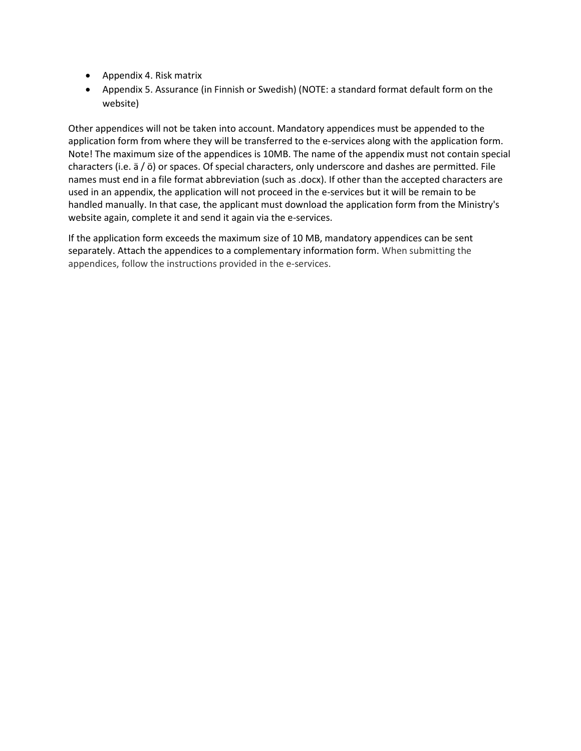- Appendix 4. Risk matrix
- Appendix 5. Assurance (in Finnish or Swedish) (NOTE: a standard format default form on the website)

Other appendices will not be taken into account. Mandatory appendices must be appended to the application form from where they will be transferred to the e-services along with the application form. Note! The maximum size of the appendices is 10MB. The name of the appendix must not contain special characters (i.e. ä / ö) or spaces. Of special characters, only underscore and dashes are permitted. File names must end in a file format abbreviation (such as .docx). If other than the accepted characters are used in an appendix, the application will not proceed in the e-services but it will be remain to be handled manually. In that case, the applicant must download the application form from the Ministry's website again, complete it and send it again via the e-services.

If the application form exceeds the maximum size of 10 MB, mandatory appendices can be sent separately. Attach the appendices to a complementary information form. When submitting the appendices, follow the instructions provided in the e-services.